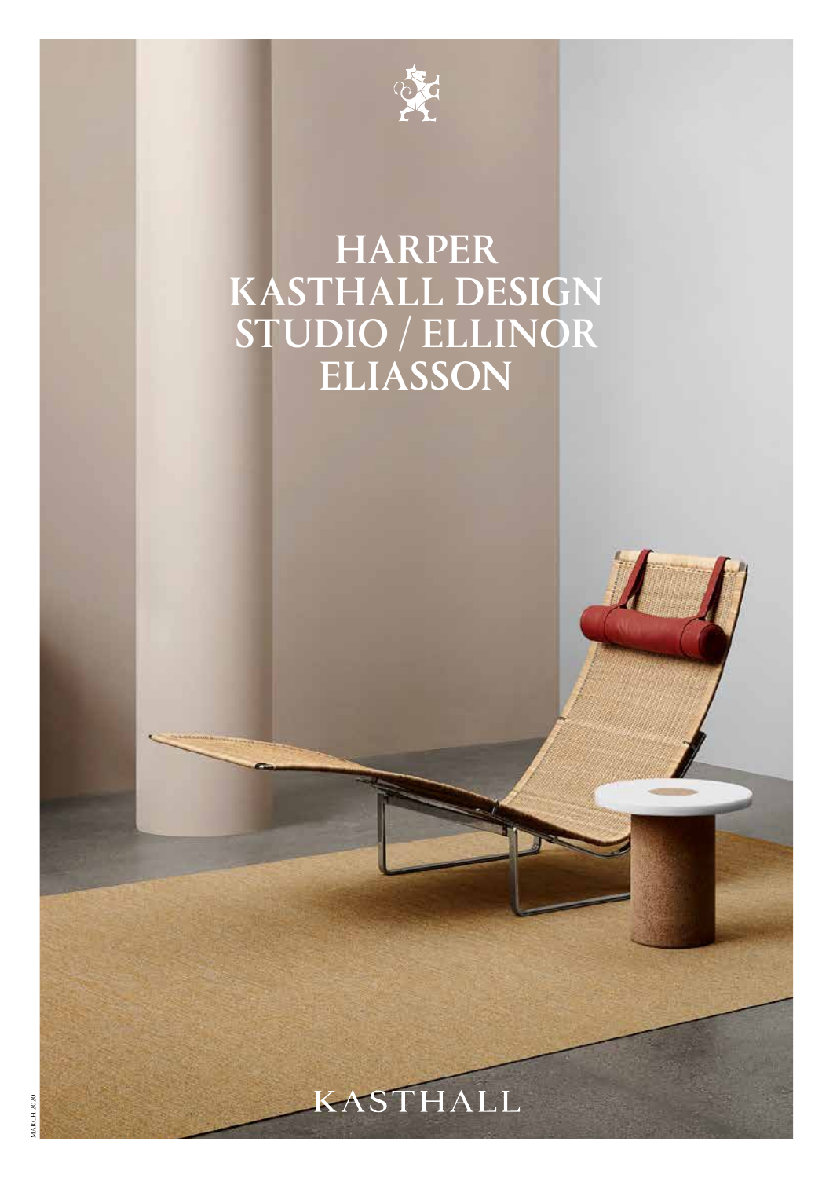# HARPER KASTHALL DESIGN STUDIO / ELLINOR ELIASSON

KASTHALL

MARCH 2020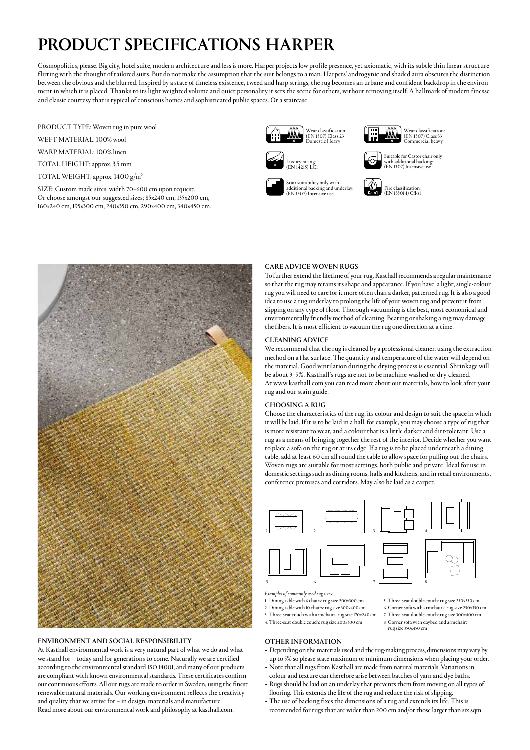# PRODUCT SPECIFICATIONS HARPER

Cosmopolitics, please. Big city, hotel suite, modern architecture and less is more. Harper projects low profile presence, yet axiomatic, with its subtle thin linear structure flirting with the thought of tailored suits. But do not make the assumption that the suit belongs to a man. Harpers' androgynic and shaded aura obscures the distinction between the obvious and the blurred. Inspired by a state of timeless existence, tweed and harp strings, the rug becomes an urbane and confident backdrop in the environment in which it is placed. Thanks to its light weighted volume and quiet personality it sets the scene for others, without removing itself. A hallmark of modern finesse and classic courtesy that is typical of conscious homes and sophisticated public spaces. Or a staircase.

PRODUCT TYPE: Woven rug in pure wool

WEFT MATERIAL: 100% wool

WARP MATERIAL: 100% linen

TOTAL HEIGHT: approx. 3,5 mm

TOTAL WEIGHT: approx. 1400 g/m$^2$

SIZE: Custom made sizes, width 70–600 cm upon request. Or choose amongst our suggested sizes; 85x240 cm, 135x200 cm, 160x240 cm, 195x300 cm, 240x350 cm, 290x400 cm, 340x450 cm.

Wear classification: (EN 1307) Class 23 Domestic Heavy

Wear classification: (EN 1307) Class 33 Commercial heavy

Luxury rating: (EN 14215) LC1

Suitable for Castor chair only with additional backing: (EN 1307) Intensive use

Stair suitability only with additional backing and underlay: (EN 1307) Intensive use

Fire classification: (EN 13501-1) Cfl-s1

## CARE ADVICE WOVEN RUGS

To further extend the lifetime of your rug, Kasthall recommends a regular maintenance so that the rug may retains its shape and appearance. If you have a light, single-colour rug you will need to care for it more often than a darker, patterned rug. It is also a good idea to use a rug underlay to prolong the life of your woven rug and prevent it from slipping on any type of floor. Thorough vacuuming is the best, most economical and environmentally friendly method of cleaning. Beating or shaking a rug may damage the fibers. It is most efficient to vacuum the rug one direction at a time.

## CLEANING ADVICE

We recommend that the rug is cleaned by a professional cleaner, using the extraction method on a flat surface. The quantity and temperature of the water will depend on the material. Good ventilation during the drying process is essential. Shrinkage will be about 3–5%. Kasthall's rugs are not to be machine-washed or dry-cleaned. At www.kasthall.com you can read more about our materials, how to look after your rug and our stain guide.

## CHOOSING A RUG

Choose the characteristics of the rug, its colour and design to suit the space in which it will be laid. If it is to be laid in a hall, for example, you may choose a type of rug that is more resistant to wear, and a colour that is a little darker and dirt-tolerant. Use a rug as a means of bringing together the rest of the interior. Decide whether you want to place a sofa on the rug or at its edge. If a rug is to be placed underneath a dining table, add at least 60 cm all round the table to allow space for pulling out the chairs. Woven rugs are suitable for most settings, both public and private. Ideal for use in domestic settings such as dining rooms, halls and kitchens, and in retail environments, conference premises and corridors. May also be laid as a carpet.

*Examples of commonly used rug sizes:*

1. Dining table with 6 chairs: rug size 200x300 cm
2. Dining table with 10 chairs: rug size 300x400 cm
3. Three-seat couch with armchairs: rug size 170x240 cm
4. Three-seat double couch: rug size 200x300 cm
5. Three-seat double couch: rug size 250x350 cm
6. Corner sofa with armchairs: rug size 250x350 cm
7. Three-seat double couch: rug size 300x400 cm
8. Corner sofa with daybed and armchair: rug size 350x450 cm

## ENVIRONMENT AND SOCIAL RESPONSIBILITY

At Kasthall environmental work is a very natural part of what we do and what we stand for – today and for generations to come. Naturally we are certified according to the environmental standard ISO 14001, and many of our products are compliant with known environmental standards. These certificates confirm our continuous efforts. All our rugs are made to order in Sweden, using the finest renewable natural materials. Our working environment reflects the creativity and quality that we strive for – in design, materials and manufacture. Read more about our environmental work and philosophy at kasthall.com.

## OTHER INFORMATION

- Depending on the materials used and the rug-making process, dimensions may vary by up to 5% so please state maximum or minimum dimensions when placing your order.
- Note that all rugs from Kasthall are made from natural materials. Variations in colour and texture can therefore arise between batches of yarn and dye baths.
- Rugs should be laid on an underlay that prevents them from moving on all types of flooring. This extends the life of the rug and reduce the risk of slipping.
- The use of backing fixes the dimensions of a rug and extends its life. This is recomended for rugs that are wider than 200 cm and/or those larger than six sqm.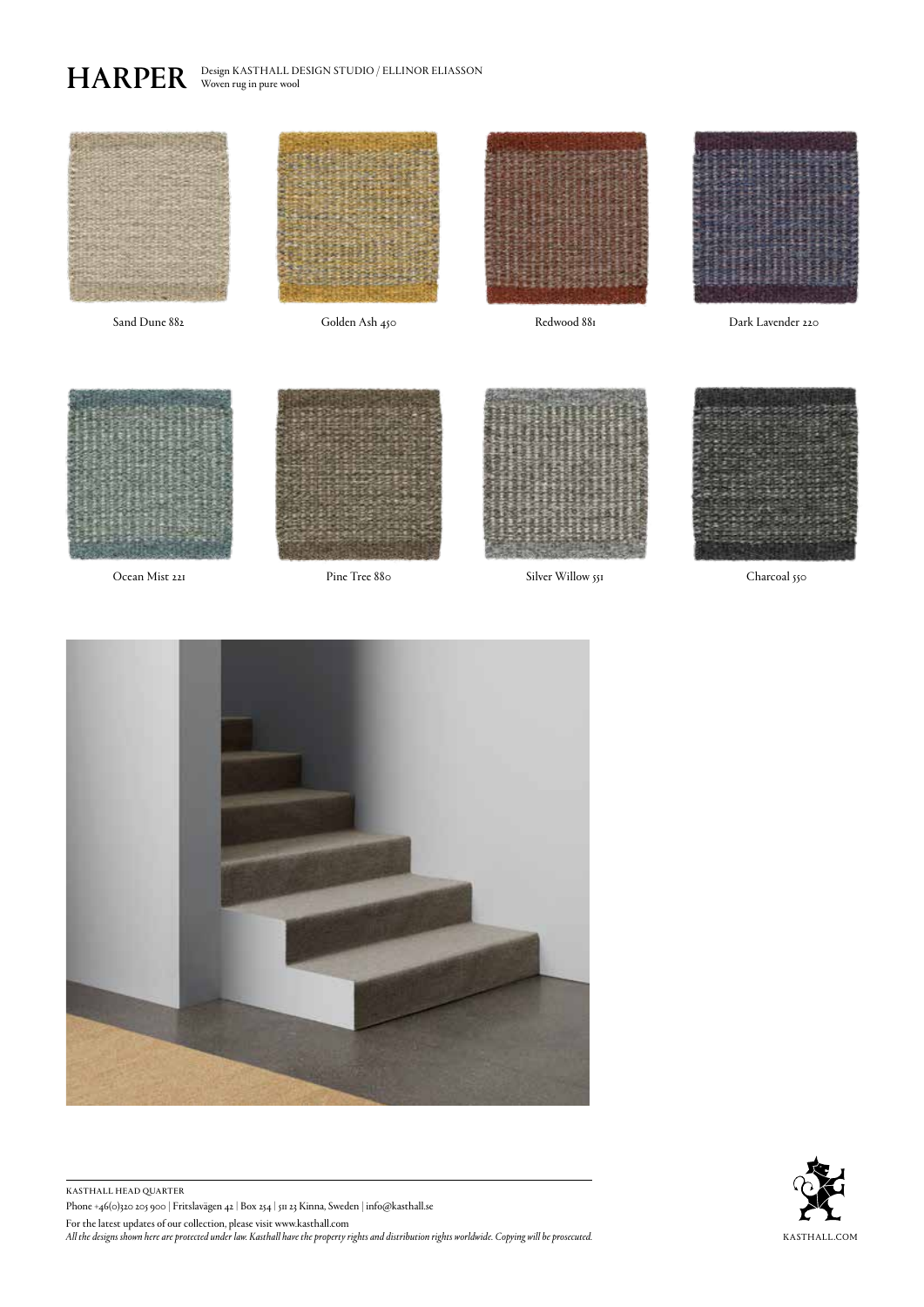# HARPER

Design KASTHALL DESIGN STUDIO / ELLINOR ELIASSON
Woven rug in pure wool

Sand Dune 882

Golden Ash 450

Redwood 881

Dark Lavender 220

Ocean Mist 221

Pine Tree 880

Silver Willow 551

Charcoal 550

KASTHALL HEAD QUARTER

Phone +46(0)320 205 900 | Fritslavägen 42 | Box 254 | 511 23 Kinna, Sweden | info@kasthall.se

For the latest updates of our collection, please visit www.kasthall.com

*All the designs shown here are protected under law. Kasthall have the property rights and distribution rights worldwide. Copying will be prosecuted.*

KASTHALL.COM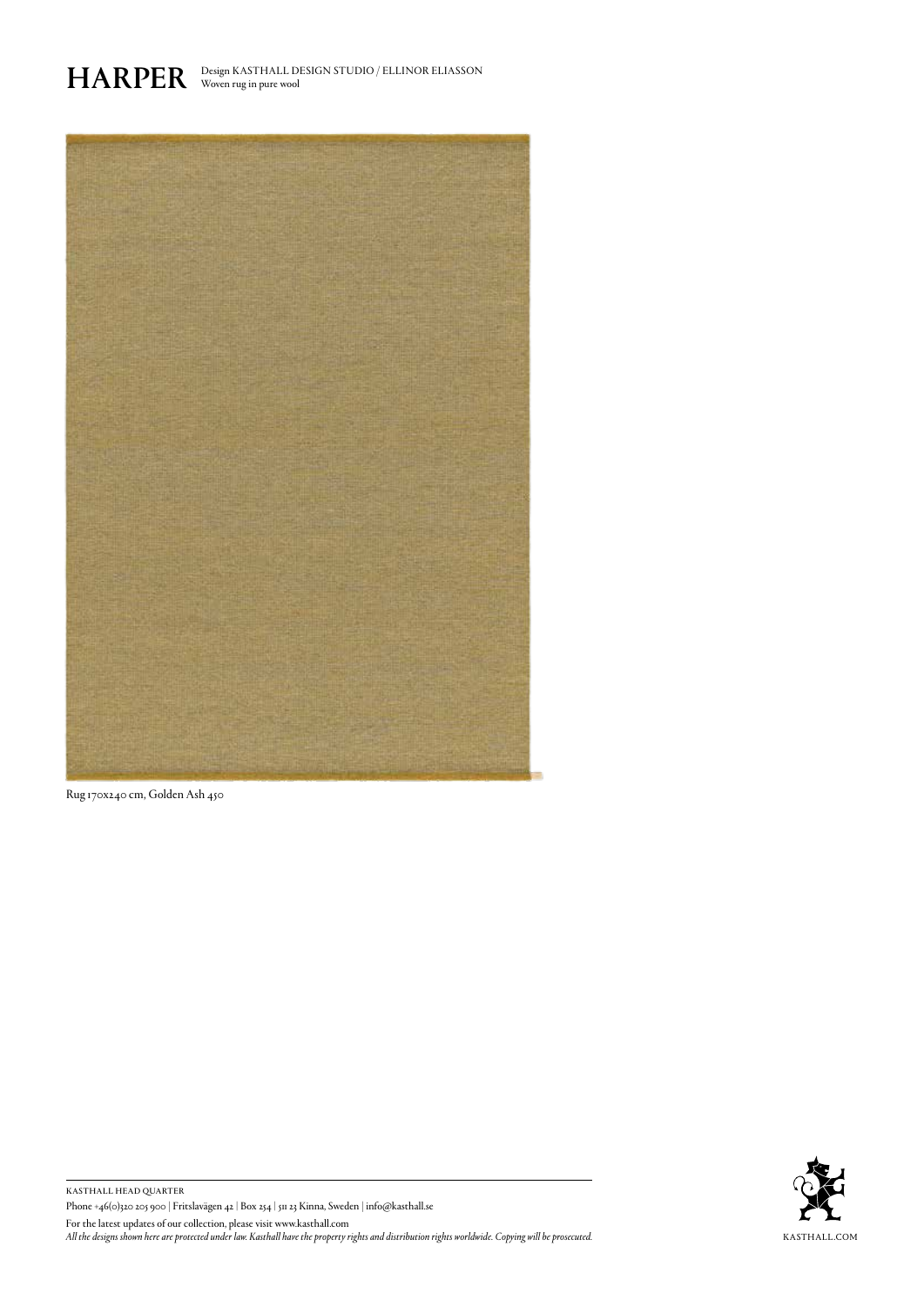# HARPER

Design KASTHALL DESIGN STUDIO / ELLINOR ELIASSON
Woven rug in pure wool

Rug 170x240 cm, Golden Ash 450

KASTHALL HEAD QUARTER

Phone +46(0)320 205 900 | Fritslavägen 42 | Box 254 | 511 23 Kinna, Sweden | info@kasthall.se

For the latest updates of our collection, please visit www.kasthall.com

*All the designs shown here are protected under law. Kasthall have the property rights and distribution rights worldwide. Copying will be prosecuted.*

KASTHALL.COM